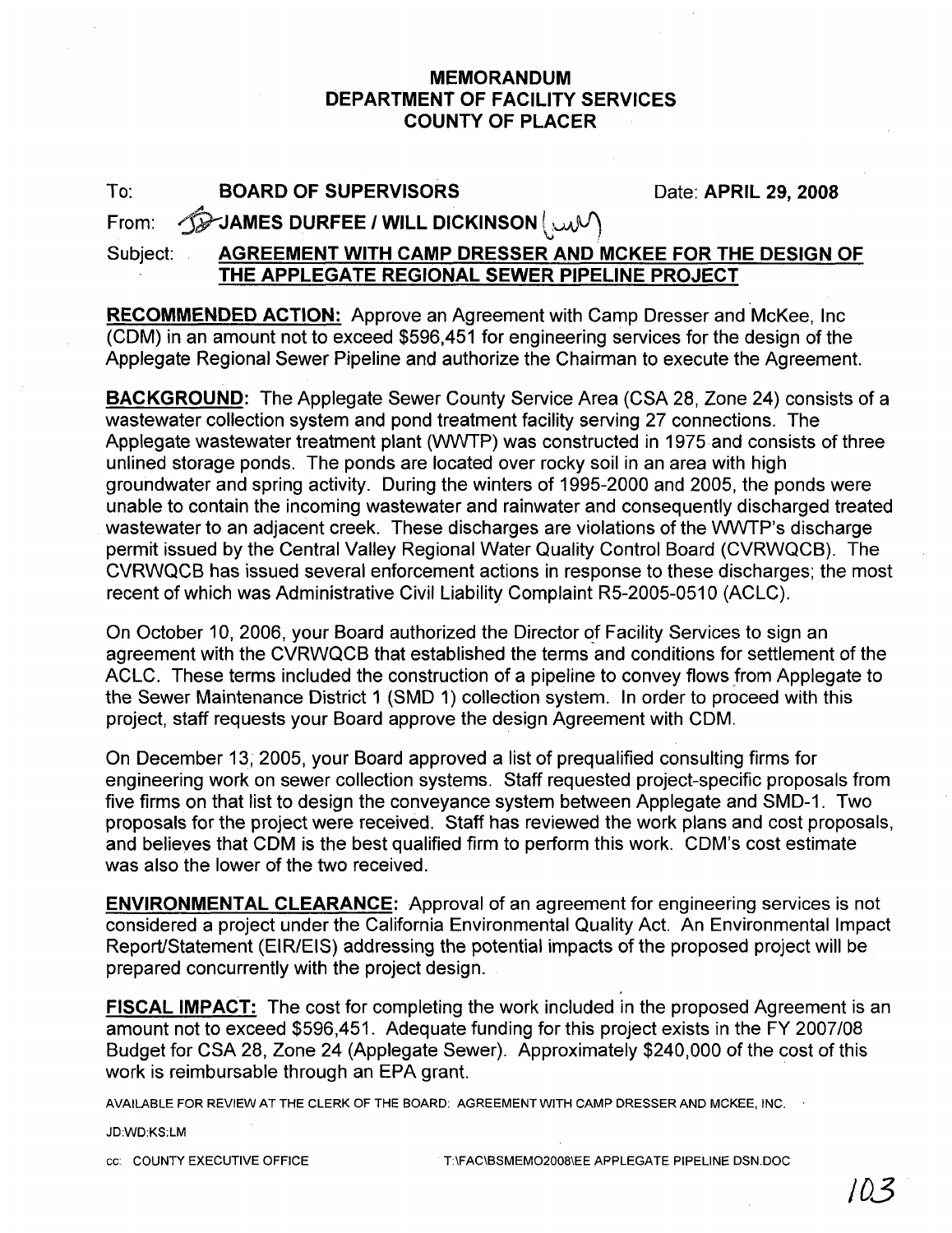# MEMORANDUM
# DEPARTMENT OF FACILITY SERVICES
# COUNTY OF PLACER

To: **BOARD OF SUPERVISORS** Date: **APRIL 29, 2008**

From: **JAMES DURFEE / WILL DICKINSON**

Subject: **AGREEMENT WITH CAMP DRESSER AND MCKEE FOR THE DESIGN OF THE APPLEGATE REGIONAL SEWER PIPELINE PROJECT**

**RECOMMENDED ACTION:** Approve an Agreement with Camp Dresser and McKee, Inc (CDM) in an amount not to exceed $596,451 for engineering services for the design of the Applegate Regional Sewer Pipeline and authorize the Chairman to execute the Agreement.

**BACKGROUND:** The Applegate Sewer County Service Area (CSA 28, Zone 24) consists of a wastewater collection system and pond treatment facility serving 27 connections. The Applegate wastewater treatment plant (WWTP) was constructed in 1975 and consists of three unlined storage ponds. The ponds are located over rocky soil in an area with high groundwater and spring activity. During the winters of 1995-2000 and 2005, the ponds were unable to contain the incoming wastewater and rainwater and consequently discharged treated wastewater to an adjacent creek. These discharges are violations of the WWTP's discharge permit issued by the Central Valley Regional Water Quality Control Board (CVRWQCB). The CVRWQCB has issued several enforcement actions in response to these discharges; the most recent of which was Administrative Civil Liability Complaint R5-2005-0510 (ACLC).

On October 10, 2006, your Board authorized the Director of Facility Services to sign an agreement with the CVRWQCB that established the terms and conditions for settlement of the ACLC. These terms included the construction of a pipeline to convey flows from Applegate to the Sewer Maintenance District 1 (SMD 1) collection system. In order to proceed with this project, staff requests your Board approve the design Agreement with CDM.

On December 13, 2005, your Board approved a list of prequalified consulting firms for engineering work on sewer collection systems. Staff requested project-specific proposals from five firms on that list to design the conveyance system between Applegate and SMD-1. Two proposals for the project were received. Staff has reviewed the work plans and cost proposals, and believes that CDM is the best qualified firm to perform this work. CDM's cost estimate was also the lower of the two received.

**ENVIRONMENTAL CLEARANCE:** Approval of an agreement for engineering services is not considered a project under the California Environmental Quality Act. An Environmental Impact Report/Statement (EIR/EIS) addressing the potential impacts of the proposed project will be prepared concurrently with the project design.

**FISCAL IMPACT:** The cost for completing the work included in the proposed Agreement is an amount not to exceed $596,451. Adequate funding for this project exists in the FY 2007/08 Budget for CSA 28, Zone 24 (Applegate Sewer). Approximately $240,000 of the cost of this work is reimbursable through an EPA grant.

AVAILABLE FOR REVIEW AT THE CLERK OF THE BOARD: AGREEMENT WITH CAMP DRESSER AND MCKEE, INC.

JD:WD:KS:LM

cc: COUNTY EXECUTIVE OFFICE T:\FAC\BSMEMO2008\EE APPLEGATE PIPELINE DSN.DOC